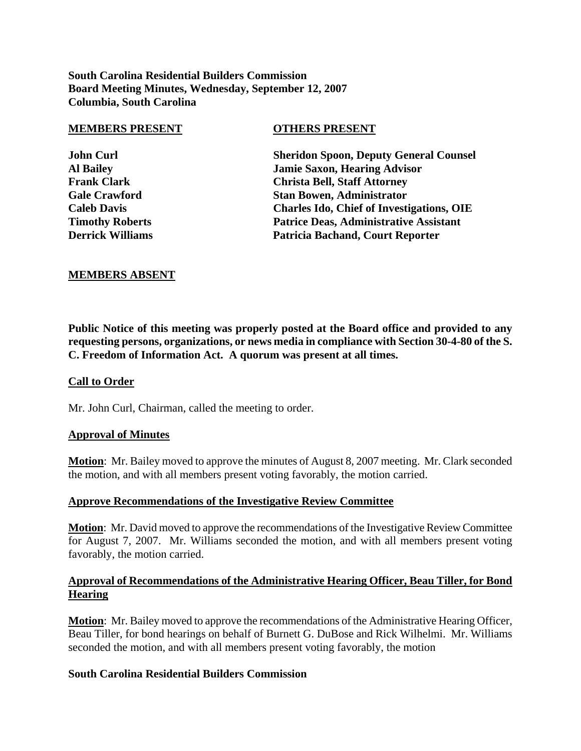**South Carolina Residential Builders Commission**
**Board Meeting Minutes, Wednesday, September 12, 2007**
**Columbia, South Carolina**

| MEMBERS PRESENT | OTHERS PRESENT |
|---|---|
| **John Curl** | **Sheridon Spoon, Deputy General Counsel** |
| **Al Bailey** | **Jamie Saxon, Hearing Advisor** |
| **Frank Clark** | **Christa Bell, Staff Attorney** |
| **Gale Crawford** | **Stan Bowen, Administrator** |
| **Caleb Davis** | **Charles Ido, Chief of Investigations, OIE** |
| **Timothy Roberts** | **Patrice Deas, Administrative Assistant** |
| **Derrick Williams** | **Patricia Bachand, Court Reporter** |

**MEMBERS ABSENT**

**Public Notice of this meeting was properly posted at the Board office and provided to any requesting persons, organizations, or news media in compliance with Section 30-4-80 of the S. C. Freedom of Information Act. A quorum was present at all times.**

**Call to Order**

Mr. John Curl, Chairman, called the meeting to order.

**Approval of Minutes**

**Motion**: Mr. Bailey moved to approve the minutes of August 8, 2007 meeting. Mr. Clark seconded the motion, and with all members present voting favorably, the motion carried.

**Approve Recommendations of the Investigative Review Committee**

**Motion**: Mr. David moved to approve the recommendations of the Investigative Review Committee for August 7, 2007. Mr. Williams seconded the motion, and with all members present voting favorably, the motion carried.

**Approval of Recommendations of the Administrative Hearing Officer, Beau Tiller, for Bond Hearing**

**Motion**: Mr. Bailey moved to approve the recommendations of the Administrative Hearing Officer, Beau Tiller, for bond hearings on behalf of Burnett G. DuBose and Rick Wilhelmi. Mr. Williams seconded the motion, and with all members present voting favorably, the motion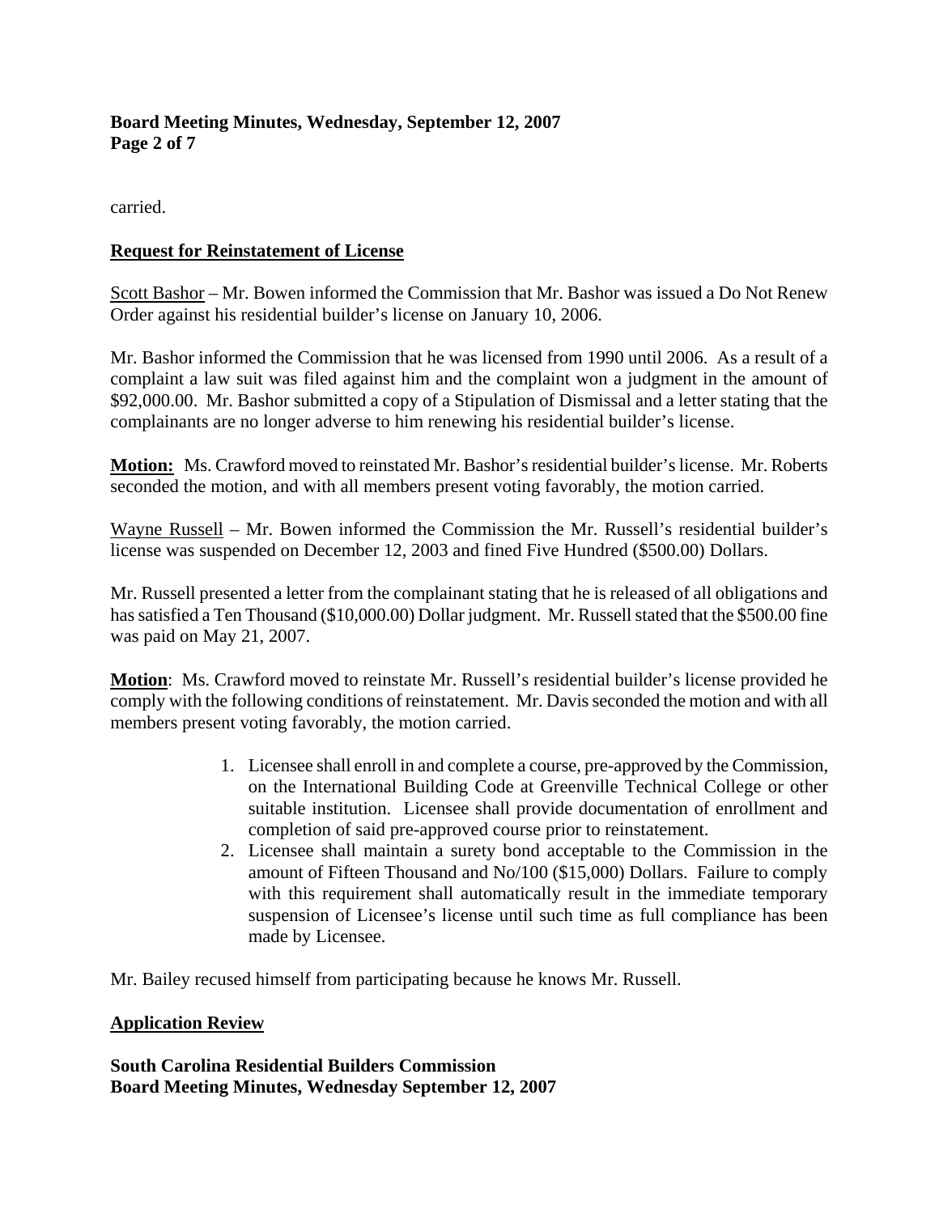carried.

## Request for Reinstatement of License

Scott Bashor – Mr. Bowen informed the Commission that Mr. Bashor was issued a Do Not Renew Order against his residential builder's license on January 10, 2006.

Mr. Bashor informed the Commission that he was licensed from 1990 until 2006. As a result of a complaint a law suit was filed against him and the complaint won a judgment in the amount of $92,000.00. Mr. Bashor submitted a copy of a Stipulation of Dismissal and a letter stating that the complainants are no longer adverse to him renewing his residential builder's license.

**Motion:** Ms. Crawford moved to reinstated Mr. Bashor's residential builder's license. Mr. Roberts seconded the motion, and with all members present voting favorably, the motion carried.

Wayne Russell – Mr. Bowen informed the Commission the Mr. Russell's residential builder's license was suspended on December 12, 2003 and fined Five Hundred ($500.00) Dollars.

Mr. Russell presented a letter from the complainant stating that he is released of all obligations and has satisfied a Ten Thousand ($10,000.00) Dollar judgment. Mr. Russell stated that the $500.00 fine was paid on May 21, 2007.

**Motion**: Ms. Crawford moved to reinstate Mr. Russell's residential builder's license provided he comply with the following conditions of reinstatement. Mr. Davis seconded the motion and with all members present voting favorably, the motion carried.

1. Licensee shall enroll in and complete a course, pre-approved by the Commission, on the International Building Code at Greenville Technical College or other suitable institution. Licensee shall provide documentation of enrollment and completion of said pre-approved course prior to reinstatement.
2. Licensee shall maintain a surety bond acceptable to the Commission in the amount of Fifteen Thousand and No/100 ($15,000) Dollars. Failure to comply with this requirement shall automatically result in the immediate temporary suspension of Licensee's license until such time as full compliance has been made by Licensee.

Mr. Bailey recused himself from participating because he knows Mr. Russell.

## Application Review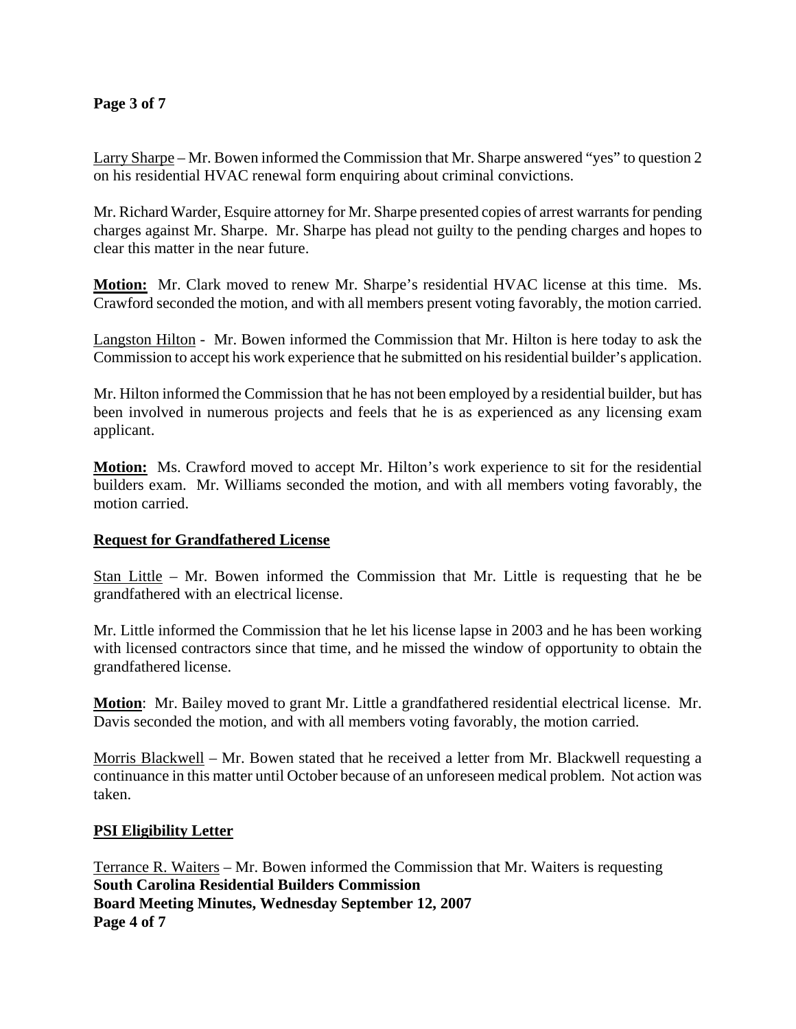Larry Sharpe – Mr. Bowen informed the Commission that Mr. Sharpe answered "yes" to question 2 on his residential HVAC renewal form enquiring about criminal convictions.

Mr. Richard Warder, Esquire attorney for Mr. Sharpe presented copies of arrest warrants for pending charges against Mr. Sharpe. Mr. Sharpe has plead not guilty to the pending charges and hopes to clear this matter in the near future.

**Motion:** Mr. Clark moved to renew Mr. Sharpe's residential HVAC license at this time. Ms. Crawford seconded the motion, and with all members present voting favorably, the motion carried.

Langston Hilton - Mr. Bowen informed the Commission that Mr. Hilton is here today to ask the Commission to accept his work experience that he submitted on his residential builder's application.

Mr. Hilton informed the Commission that he has not been employed by a residential builder, but has been involved in numerous projects and feels that he is as experienced as any licensing exam applicant.

**Motion:** Ms. Crawford moved to accept Mr. Hilton's work experience to sit for the residential builders exam. Mr. Williams seconded the motion, and with all members voting favorably, the motion carried.

## Request for Grandfathered License

Stan Little – Mr. Bowen informed the Commission that Mr. Little is requesting that he be grandfathered with an electrical license.

Mr. Little informed the Commission that he let his license lapse in 2003 and he has been working with licensed contractors since that time, and he missed the window of opportunity to obtain the grandfathered license.

**Motion**: Mr. Bailey moved to grant Mr. Little a grandfathered residential electrical license. Mr. Davis seconded the motion, and with all members voting favorably, the motion carried.

Morris Blackwell – Mr. Bowen stated that he received a letter from Mr. Blackwell requesting a continuance in this matter until October because of an unforeseen medical problem. Not action was taken.

## PSI Eligibility Letter

Terrance R. Waiters – Mr. Bowen informed the Commission that Mr. Waiters is requesting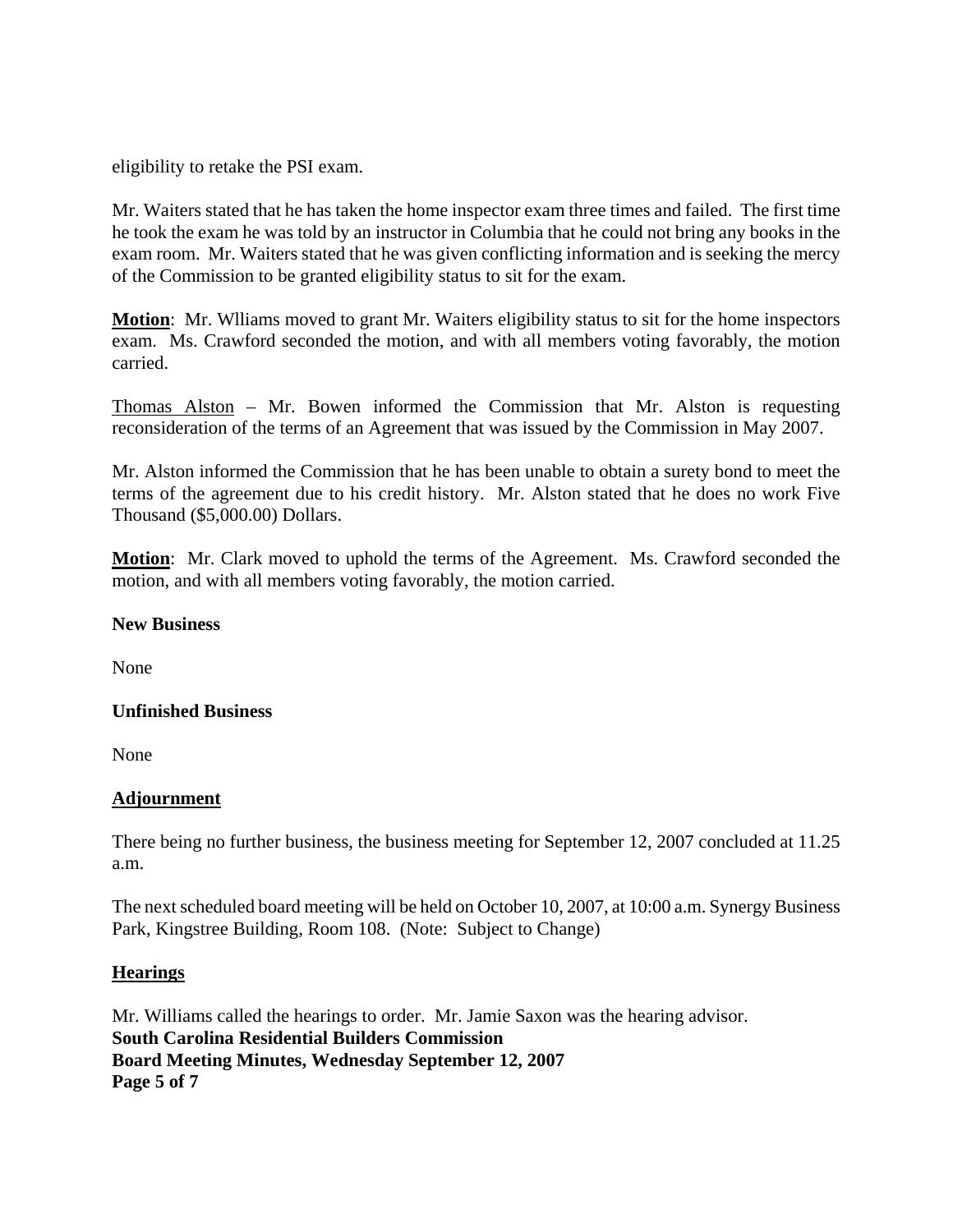eligibility to retake the PSI exam.

Mr. Waiters stated that he has taken the home inspector exam three times and failed. The first time he took the exam he was told by an instructor in Columbia that he could not bring any books in the exam room. Mr. Waiters stated that he was given conflicting information and is seeking the mercy of the Commission to be granted eligibility status to sit for the exam.

**Motion**: Mr. Wlliams moved to grant Mr. Waiters eligibility status to sit for the home inspectors exam. Ms. Crawford seconded the motion, and with all members voting favorably, the motion carried.

Thomas Alston – Mr. Bowen informed the Commission that Mr. Alston is requesting reconsideration of the terms of an Agreement that was issued by the Commission in May 2007.

Mr. Alston informed the Commission that he has been unable to obtain a surety bond to meet the terms of the agreement due to his credit history. Mr. Alston stated that he does no work Five Thousand ($5,000.00) Dollars.

**Motion**: Mr. Clark moved to uphold the terms of the Agreement. Ms. Crawford seconded the motion, and with all members voting favorably, the motion carried.

**New Business**

None

**Unfinished Business**

None

**Adjournment**

There being no further business, the business meeting for September 12, 2007 concluded at 11.25 a.m.

The next scheduled board meeting will be held on October 10, 2007, at 10:00 a.m. Synergy Business Park, Kingstree Building, Room 108. (Note: Subject to Change)

**Hearings**

Mr. Williams called the hearings to order. Mr. Jamie Saxon was the hearing advisor.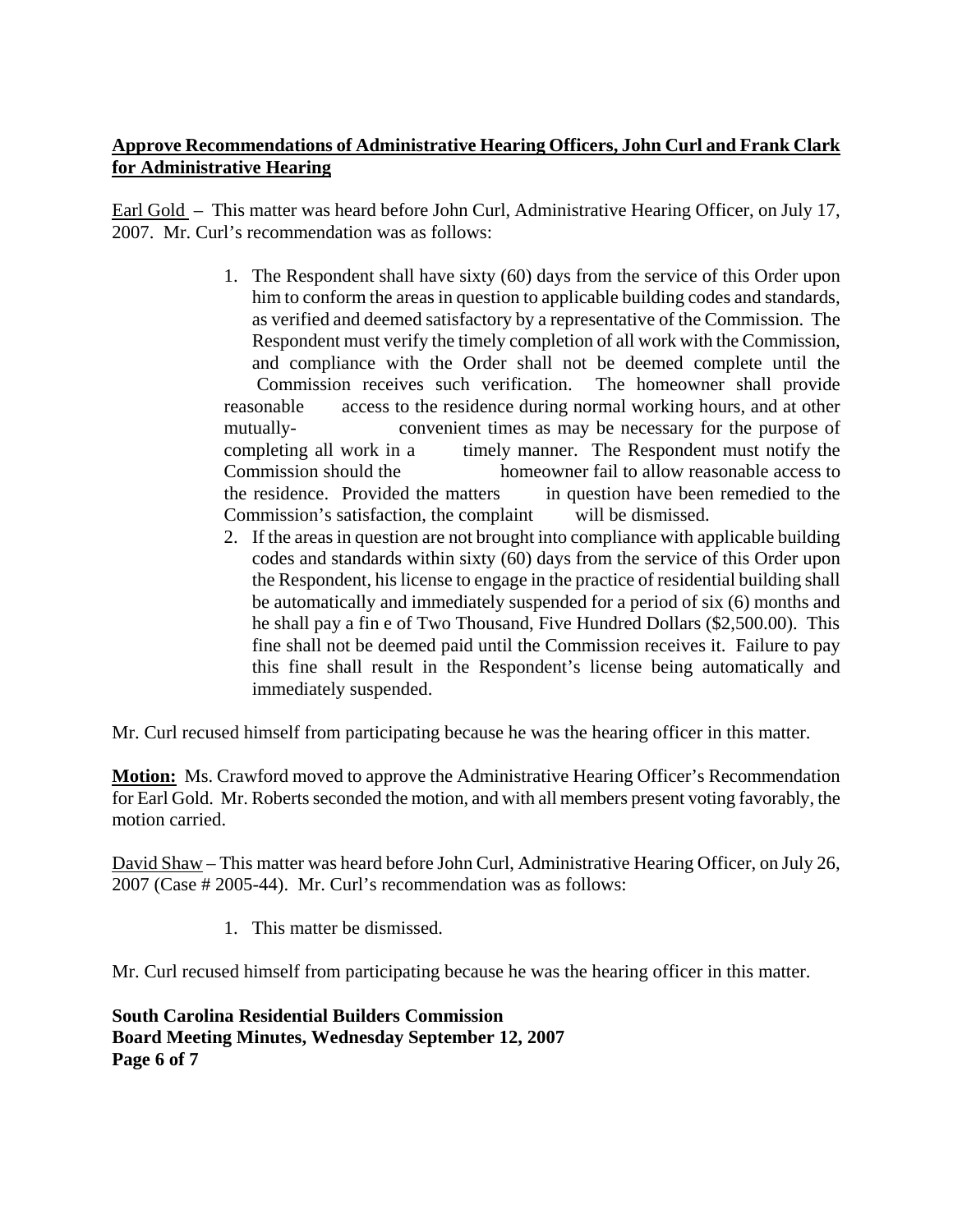**Approve Recommendations of Administrative Hearing Officers, John Curl and Frank Clark for Administrative Hearing**

Earl Gold – This matter was heard before John Curl, Administrative Hearing Officer, on July 17, 2007. Mr. Curl's recommendation was as follows:

1. The Respondent shall have sixty (60) days from the service of this Order upon him to conform the areas in question to applicable building codes and standards, as verified and deemed satisfactory by a representative of the Commission. The Respondent must verify the timely completion of all work with the Commission, and compliance with the Order shall not be deemed complete until the Commission receives such verification. The homeowner shall provide reasonable access to the residence during normal working hours, and at other mutually- convenient times as may be necessary for the purpose of completing all work in a timely manner. The Respondent must notify the Commission should the homeowner fail to allow reasonable access to the residence. Provided the matters in question have been remedied to the Commission's satisfaction, the complaint will be dismissed.
2. If the areas in question are not brought into compliance with applicable building codes and standards within sixty (60) days from the service of this Order upon the Respondent, his license to engage in the practice of residential building shall be automatically and immediately suspended for a period of six (6) months and he shall pay a fin e of Two Thousand, Five Hundred Dollars ($2,500.00). This fine shall not be deemed paid until the Commission receives it. Failure to pay this fine shall result in the Respondent's license being automatically and immediately suspended.

Mr. Curl recused himself from participating because he was the hearing officer in this matter.

**Motion:** Ms. Crawford moved to approve the Administrative Hearing Officer's Recommendation for Earl Gold. Mr. Roberts seconded the motion, and with all members present voting favorably, the motion carried.

David Shaw – This matter was heard before John Curl, Administrative Hearing Officer, on July 26, 2007 (Case # 2005-44). Mr. Curl's recommendation was as follows:

1. This matter be dismissed.

Mr. Curl recused himself from participating because he was the hearing officer in this matter.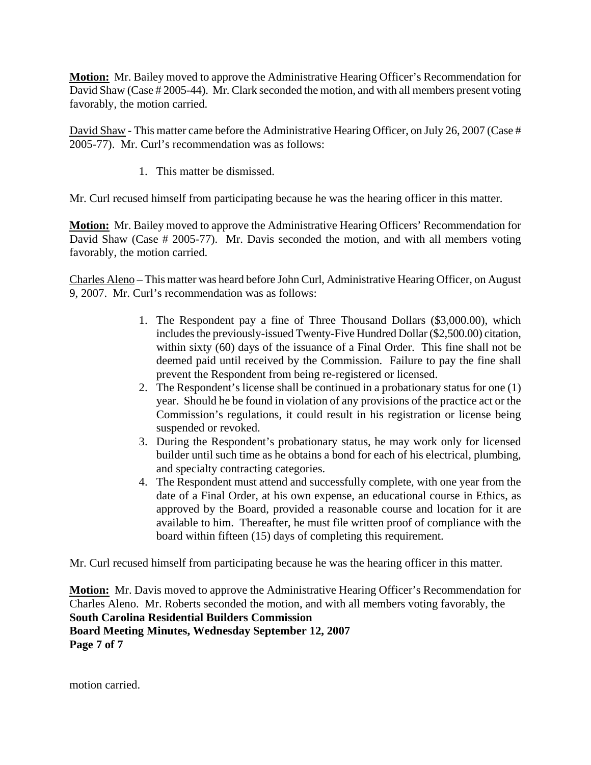**Motion:** Mr. Bailey moved to approve the Administrative Hearing Officer's Recommendation for David Shaw (Case # 2005-44). Mr. Clark seconded the motion, and with all members present voting favorably, the motion carried.

David Shaw - This matter came before the Administrative Hearing Officer, on July 26, 2007 (Case # 2005-77). Mr. Curl's recommendation was as follows:

1. This matter be dismissed.

Mr. Curl recused himself from participating because he was the hearing officer in this matter.

**Motion:** Mr. Bailey moved to approve the Administrative Hearing Officers' Recommendation for David Shaw (Case # 2005-77). Mr. Davis seconded the motion, and with all members voting favorably, the motion carried.

Charles Aleno – This matter was heard before John Curl, Administrative Hearing Officer, on August 9, 2007. Mr. Curl's recommendation was as follows:

1. The Respondent pay a fine of Three Thousand Dollars ($3,000.00), which includes the previously-issued Twenty-Five Hundred Dollar ($2,500.00) citation, within sixty (60) days of the issuance of a Final Order. This fine shall not be deemed paid until received by the Commission. Failure to pay the fine shall prevent the Respondent from being re-registered or licensed.
2. The Respondent's license shall be continued in a probationary status for one (1) year. Should he be found in violation of any provisions of the practice act or the Commission's regulations, it could result in his registration or license being suspended or revoked.
3. During the Respondent's probationary status, he may work only for licensed builder until such time as he obtains a bond for each of his electrical, plumbing, and specialty contracting categories.
4. The Respondent must attend and successfully complete, with one year from the date of a Final Order, at his own expense, an educational course in Ethics, as approved by the Board, provided a reasonable course and location for it are available to him. Thereafter, he must file written proof of compliance with the board within fifteen (15) days of completing this requirement.

Mr. Curl recused himself from participating because he was the hearing officer in this matter.

**Motion:** Mr. Davis moved to approve the Administrative Hearing Officer's Recommendation for Charles Aleno. Mr. Roberts seconded the motion, and with all members voting favorably, the motion carried.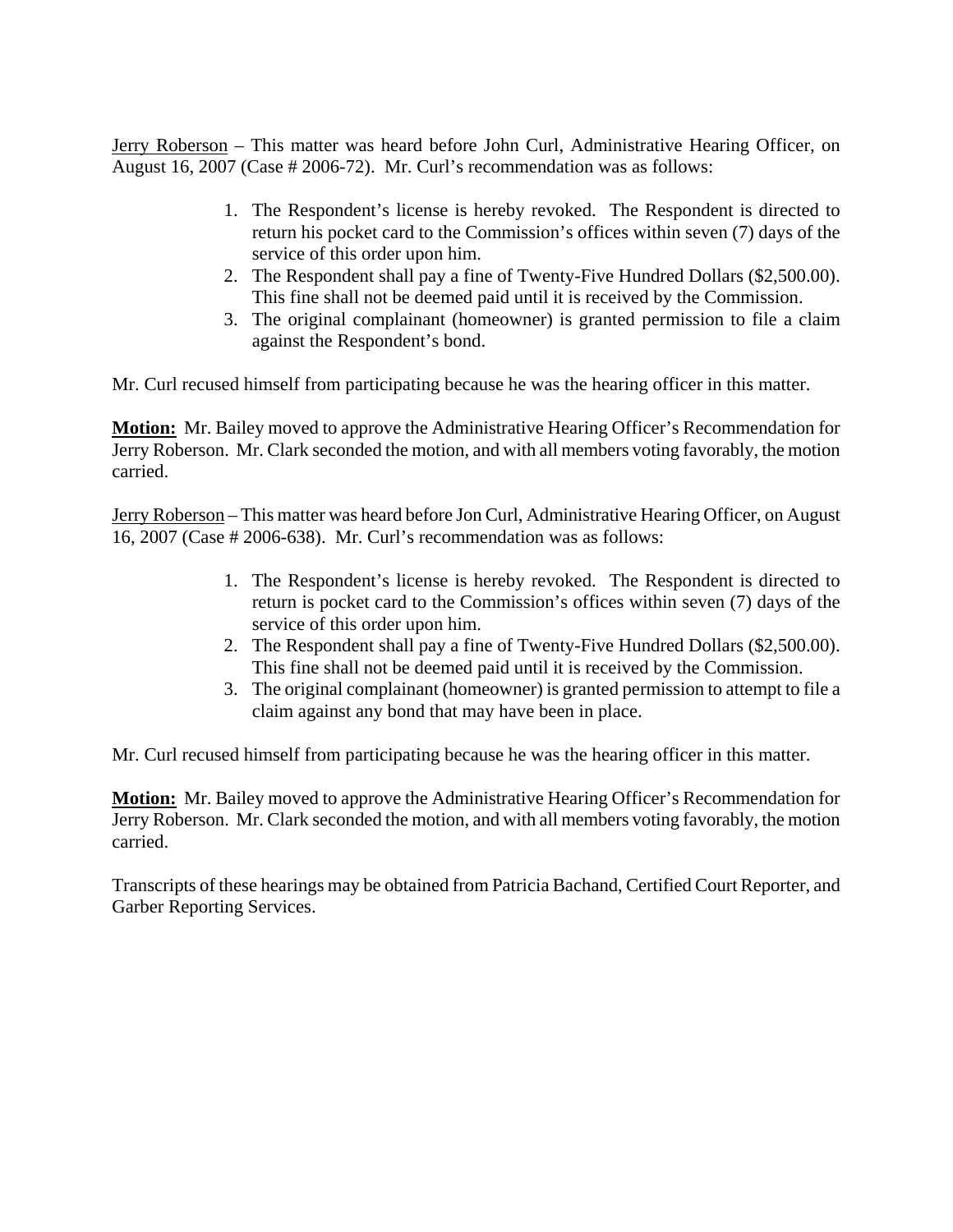Jerry Roberson – This matter was heard before John Curl, Administrative Hearing Officer, on August 16, 2007 (Case # 2006-72). Mr. Curl's recommendation was as follows:

1. The Respondent's license is hereby revoked. The Respondent is directed to return his pocket card to the Commission's offices within seven (7) days of the service of this order upon him.
2. The Respondent shall pay a fine of Twenty-Five Hundred Dollars ($2,500.00). This fine shall not be deemed paid until it is received by the Commission.
3. The original complainant (homeowner) is granted permission to file a claim against the Respondent's bond.

Mr. Curl recused himself from participating because he was the hearing officer in this matter.

**Motion:** Mr. Bailey moved to approve the Administrative Hearing Officer's Recommendation for Jerry Roberson. Mr. Clark seconded the motion, and with all members voting favorably, the motion carried.

Jerry Roberson – This matter was heard before Jon Curl, Administrative Hearing Officer, on August 16, 2007 (Case # 2006-638). Mr. Curl's recommendation was as follows:

1. The Respondent's license is hereby revoked. The Respondent is directed to return is pocket card to the Commission's offices within seven (7) days of the service of this order upon him.
2. The Respondent shall pay a fine of Twenty-Five Hundred Dollars ($2,500.00). This fine shall not be deemed paid until it is received by the Commission.
3. The original complainant (homeowner) is granted permission to attempt to file a claim against any bond that may have been in place.

Mr. Curl recused himself from participating because he was the hearing officer in this matter.

**Motion:** Mr. Bailey moved to approve the Administrative Hearing Officer's Recommendation for Jerry Roberson. Mr. Clark seconded the motion, and with all members voting favorably, the motion carried.

Transcripts of these hearings may be obtained from Patricia Bachand, Certified Court Reporter, and Garber Reporting Services.